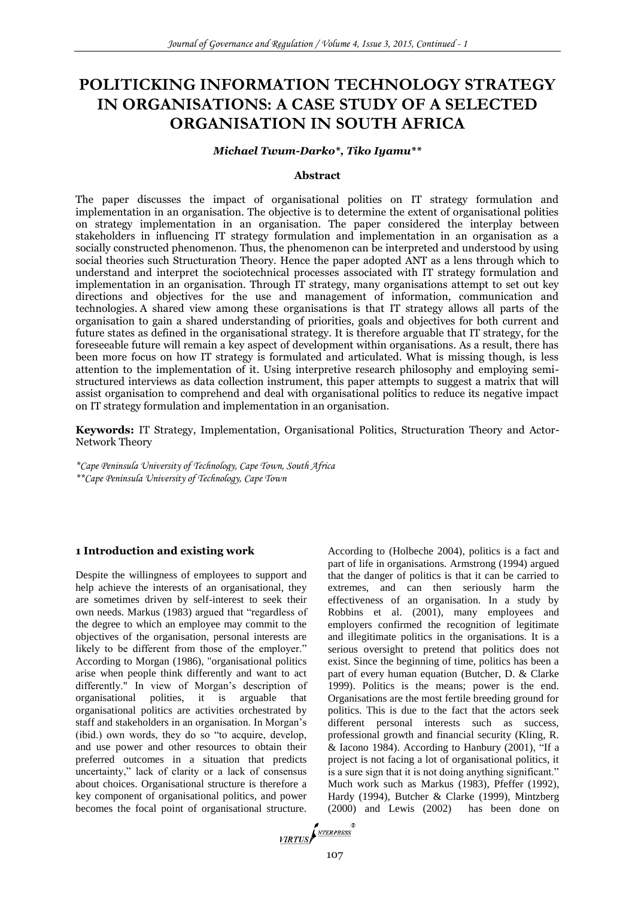# POLITICKING INFORMATION TECHNOLOGY STRATEGY IN ORGANISATIONS: A CASE STUDY OF A SELECTED ORGANISATION IN SOUTH AFRICA

***Michael Twum-Darko\*, Tiko Iyamu\*\****

### Abstract

The paper discusses the impact of organisational polities on IT strategy formulation and implementation in an organisation. The objective is to determine the extent of organisational polities on strategy implementation in an organisation. The paper considered the interplay between stakeholders in influencing IT strategy formulation and implementation in an organisation as a socially constructed phenomenon. Thus, the phenomenon can be interpreted and understood by using social theories such Structuration Theory. Hence the paper adopted ANT as a lens through which to understand and interpret the sociotechnical processes associated with IT strategy formulation and implementation in an organisation. Through IT strategy, many organisations attempt to set out key directions and objectives for the use and management of information, communication and technologies. A shared view among these organisations is that IT strategy allows all parts of the organisation to gain a shared understanding of priorities, goals and objectives for both current and future states as defined in the organisational strategy. It is therefore arguable that IT strategy, for the foreseeable future will remain a key aspect of development within organisations. As a result, there has been more focus on how IT strategy is formulated and articulated. What is missing though, is less attention to the implementation of it. Using interpretive research philosophy and employing semi-structured interviews as data collection instrument, this paper attempts to suggest a matrix that will assist organisation to comprehend and deal with organisational politics to reduce its negative impact on IT strategy formulation and implementation in an organisation.

**Keywords:** IT Strategy, Implementation, Organisational Politics, Structuration Theory and Actor-Network Theory

*\*Cape Peninsula University of Technology, Cape Town, South Africa*
*\*\*Cape Peninsula University of Technology, Cape Town*

## 1 Introduction and existing work

Despite the willingness of employees to support and help achieve the interests of an organisational, they are sometimes driven by self-interest to seek their own needs. Markus (1983) argued that "regardless of the degree to which an employee may commit to the objectives of the organisation, personal interests are likely to be different from those of the employer." According to Morgan (1986), "organisational politics arise when people think differently and want to act differently." In view of Morgan's description of organisational polities, it is arguable that organisational politics are activities orchestrated by staff and stakeholders in an organisation. In Morgan's (ibid.) own words, they do so "to acquire, develop, and use power and other resources to obtain their preferred outcomes in a situation that predicts uncertainty," lack of clarity or a lack of consensus about choices. Organisational structure is therefore a key component of organisational politics, and power becomes the focal point of organisational structure. According to (Holbeche 2004), politics is a fact and part of life in organisations. Armstrong (1994) argued that the danger of politics is that it can be carried to extremes, and can then seriously harm the effectiveness of an organisation. In a study by Robbins et al. (2001), many employees and employers confirmed the recognition of legitimate and illegitimate politics in the organisations. It is a serious oversight to pretend that politics does not exist. Since the beginning of time, politics has been a part of every human equation (Butcher, D. & Clarke 1999). Politics is the means; power is the end. Organisations are the most fertile breeding ground for politics. This is due to the fact that the actors seek different personal interests such as success, professional growth and financial security (Kling, R. & Iacono 1984). According to Hanbury (2001), "If a project is not facing a lot of organisational politics, it is a sure sign that it is not doing anything significant." Much work such as Markus (1983), Pfeffer (1992), Hardy (1994), Butcher & Clarke (1999), Mintzberg (2000) and Lewis (2002) has been done on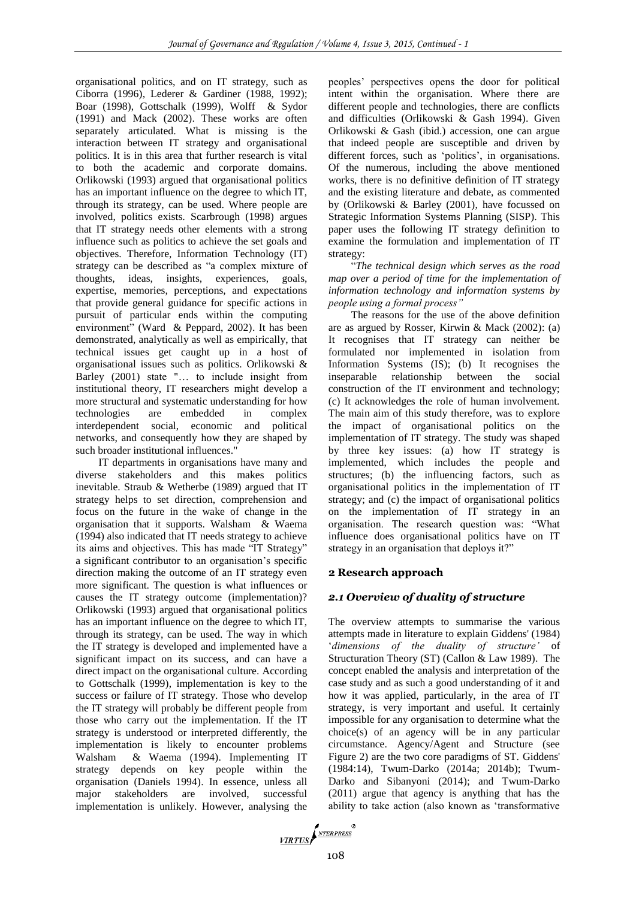organisational politics, and on IT strategy, such as Ciborra (1996), Lederer & Gardiner (1988, 1992); Boar (1998), Gottschalk (1999), Wolff & Sydor (1991) and Mack (2002). These works are often separately articulated. What is missing is the interaction between IT strategy and organisational politics. It is in this area that further research is vital to both the academic and corporate domains. Orlikowski (1993) argued that organisational politics has an important influence on the degree to which IT, through its strategy, can be used. Where people are involved, politics exists. Scarbrough (1998) argues that IT strategy needs other elements with a strong influence such as politics to achieve the set goals and objectives. Therefore, Information Technology (IT) strategy can be described as "a complex mixture of thoughts, ideas, insights, experiences, goals, expertise, memories, perceptions, and expectations that provide general guidance for specific actions in pursuit of particular ends within the computing environment" (Ward & Peppard, 2002). It has been demonstrated, analytically as well as empirically, that technical issues get caught up in a host of organisational issues such as politics. Orlikowski & Barley (2001) state "… to include insight from institutional theory, IT researchers might develop a more structural and systematic understanding for how technologies are embedded in complex interdependent social, economic and political networks, and consequently how they are shaped by such broader institutional influences."

IT departments in organisations have many and diverse stakeholders and this makes politics inevitable. Straub & Wetherbe (1989) argued that IT strategy helps to set direction, comprehension and focus on the future in the wake of change in the organisation that it supports. Walsham & Waema (1994) also indicated that IT needs strategy to achieve its aims and objectives. This has made "IT Strategy" a significant contributor to an organisation's specific direction making the outcome of an IT strategy even more significant. The question is what influences or causes the IT strategy outcome (implementation)? Orlikowski (1993) argued that organisational politics has an important influence on the degree to which IT, through its strategy, can be used. The way in which the IT strategy is developed and implemented have a significant impact on its success, and can have a direct impact on the organisational culture. According to Gottschalk (1999), implementation is key to the success or failure of IT strategy. Those who develop the IT strategy will probably be different people from those who carry out the implementation. If the IT strategy is understood or interpreted differently, the implementation is likely to encounter problems Walsham & Waema (1994). Implementing IT strategy depends on key people within the organisation (Daniels 1994). In essence, unless all major stakeholders are involved, successful implementation is unlikely. However, analysing the peoples' perspectives opens the door for political intent within the organisation. Where there are different people and technologies, there are conflicts and difficulties (Orlikowski & Gash 1994). Given Orlikowski & Gash (ibid.) accession, one can argue that indeed people are susceptible and driven by different forces, such as 'politics', in organisations. Of the numerous, including the above mentioned works, there is no definitive definition of IT strategy and the existing literature and debate, as commented by (Orlikowski & Barley (2001), have focussed on Strategic Information Systems Planning (SISP). This paper uses the following IT strategy definition to examine the formulation and implementation of IT strategy:

"*The technical design which serves as the road map over a period of time for the implementation of information technology and information systems by people using a formal process*"

The reasons for the use of the above definition are as argued by Rosser, Kirwin & Mack (2002): (a) It recognises that IT strategy can neither be formulated nor implemented in isolation from Information Systems (IS); (b) It recognises the inseparable relationship between the social construction of the IT environment and technology; (c) It acknowledges the role of human involvement. The main aim of this study therefore, was to explore the impact of organisational politics on the implementation of IT strategy. The study was shaped by three key issues: (a) how IT strategy is implemented, which includes the people and structures; (b) the influencing factors, such as organisational politics in the implementation of IT strategy; and (c) the impact of organisational politics on the implementation of IT strategy in an organisation. The research question was: "What influence does organisational politics have on IT strategy in an organisation that deploys it?"

## 2 Research approach

### *2.1 Overview of duality of structure*

The overview attempts to summarise the various attempts made in literature to explain Giddens' (1984) '*dimensions of the duality of structure'* of Structuration Theory (ST) (Callon & Law 1989). The concept enabled the analysis and interpretation of the case study and as such a good understanding of it and how it was applied, particularly, in the area of IT strategy, is very important and useful. It certainly impossible for any organisation to determine what the choice(s) of an agency will be in any particular circumstance. Agency/Agent and Structure (see Figure 2) are the two core paradigms of ST. Giddens' (1984:14), Twum-Darko (2014a; 2014b); Twum-Darko and Sibanyoni (2014); and Twum-Darko (2011) argue that agency is anything that has the ability to take action (also known as 'transformative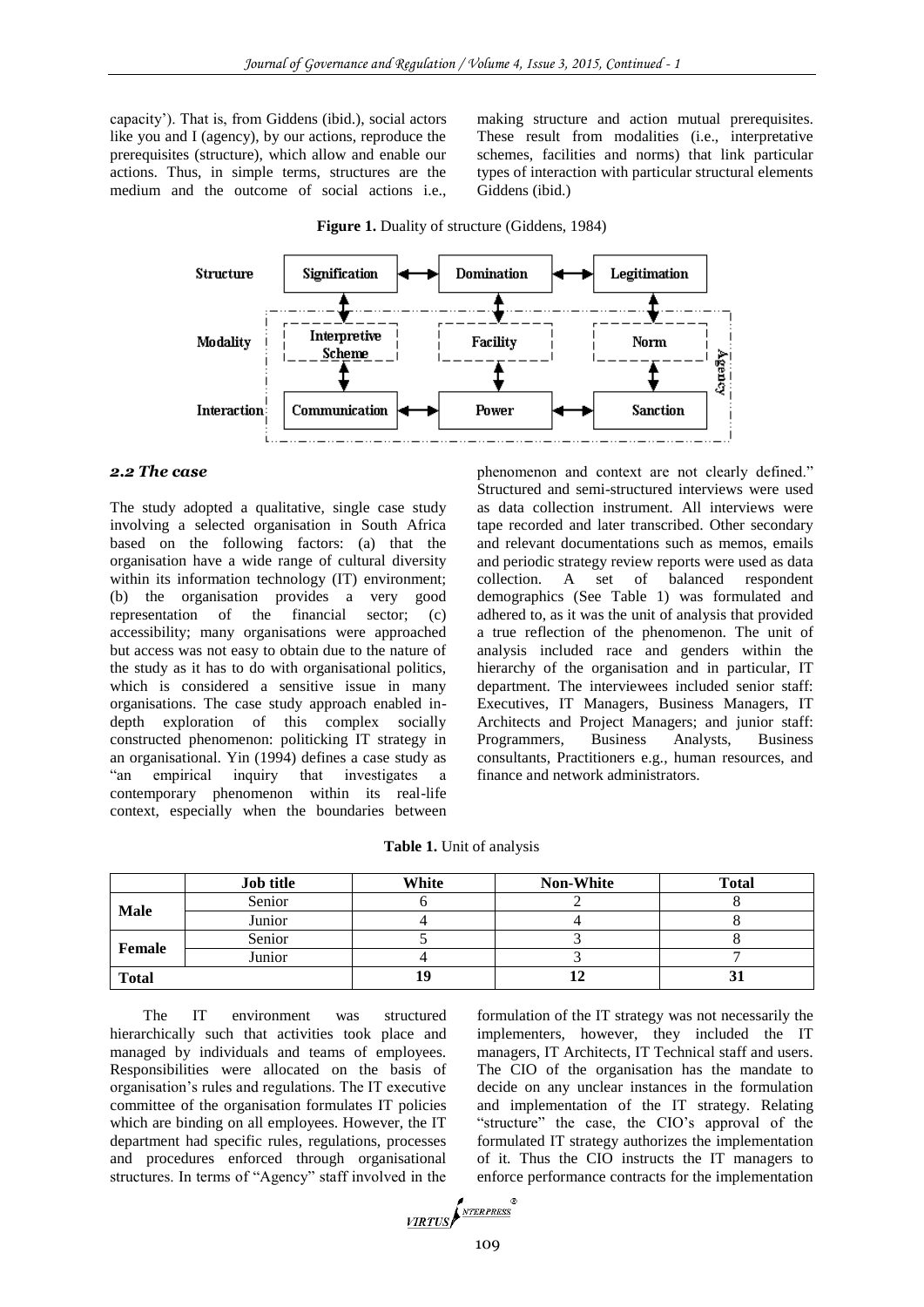capacity'). That is, from Giddens (ibid.), social actors like you and I (agency), by our actions, reproduce the prerequisites (structure), which allow and enable our actions. Thus, in simple terms, structures are the medium and the outcome of social actions i.e., making structure and action mutual prerequisites. These result from modalities (i.e., interpretative schemes, facilities and norms) that link particular types of interaction with particular structural elements Giddens (ibid.)

**Figure 1.** Duality of structure (Giddens, 1984)

| | | | |
|---|---|---|---|
| Structure | Signification | Domination | Legitimation |
| Modality | Interpretive Scheme | Facility | Norm |
| Interaction | Communication | Power | Sanction |

Agency

### *2.2 The case*

The study adopted a qualitative, single case study involving a selected organisation in South Africa based on the following factors: (a) that the organisation have a wide range of cultural diversity within its information technology (IT) environment; (b) the organisation provides a very good representation of the financial sector; (c) accessibility; many organisations were approached but access was not easy to obtain due to the nature of the study as it has to do with organisational politics, which is considered a sensitive issue in many organisations. The case study approach enabled in-depth exploration of this complex socially constructed phenomenon: politicking IT strategy in an organisational. Yin (1994) defines a case study as "an empirical inquiry that investigates a contemporary phenomenon within its real-life context, especially when the boundaries between phenomenon and context are not clearly defined." Structured and semi-structured interviews were used as data collection instrument. All interviews were tape recorded and later transcribed. Other secondary and relevant documentations such as memos, emails and periodic strategy review reports were used as data collection. A set of balanced respondent demographics (See Table 1) was formulated and adhered to, as it was the unit of analysis that provided a true reflection of the phenomenon. The unit of analysis included race and genders within the hierarchy of the organisation and in particular, IT department. The interviewees included senior staff: Executives, IT Managers, Business Managers, IT Architects and Project Managers; and junior staff: Programmers, Business Analysts, Business consultants, Practitioners e.g., human resources, and finance and network administrators.

**Table 1.** Unit of analysis

| | Job title | White | Non-White | Total |
|---|---|---|---|---|
| **Male** | Senior | 6 | 2 | 8 |
| | Junior | 4 | 4 | 8 |
| **Female** | Senior | 5 | 3 | 8 |
| | Junior | 4 | 3 | 7 |
| **Total** | | **19** | **12** | **31** |

The IT environment was structured hierarchically such that activities took place and managed by individuals and teams of employees. Responsibilities were allocated on the basis of organisation's rules and regulations. The IT executive committee of the organisation formulates IT policies which are binding on all employees. However, the IT department had specific rules, regulations, processes and procedures enforced through organisational structures. In terms of "Agency" staff involved in the formulation of the IT strategy was not necessarily the implementers, however, they included the IT managers, IT Architects, IT Technical staff and users. The CIO of the organisation has the mandate to decide on any unclear instances in the formulation and implementation of the IT strategy. Relating "structure" the case, the CIO's approval of the formulated IT strategy authorizes the implementation of it. Thus the CIO instructs the IT managers to enforce performance contracts for the implementation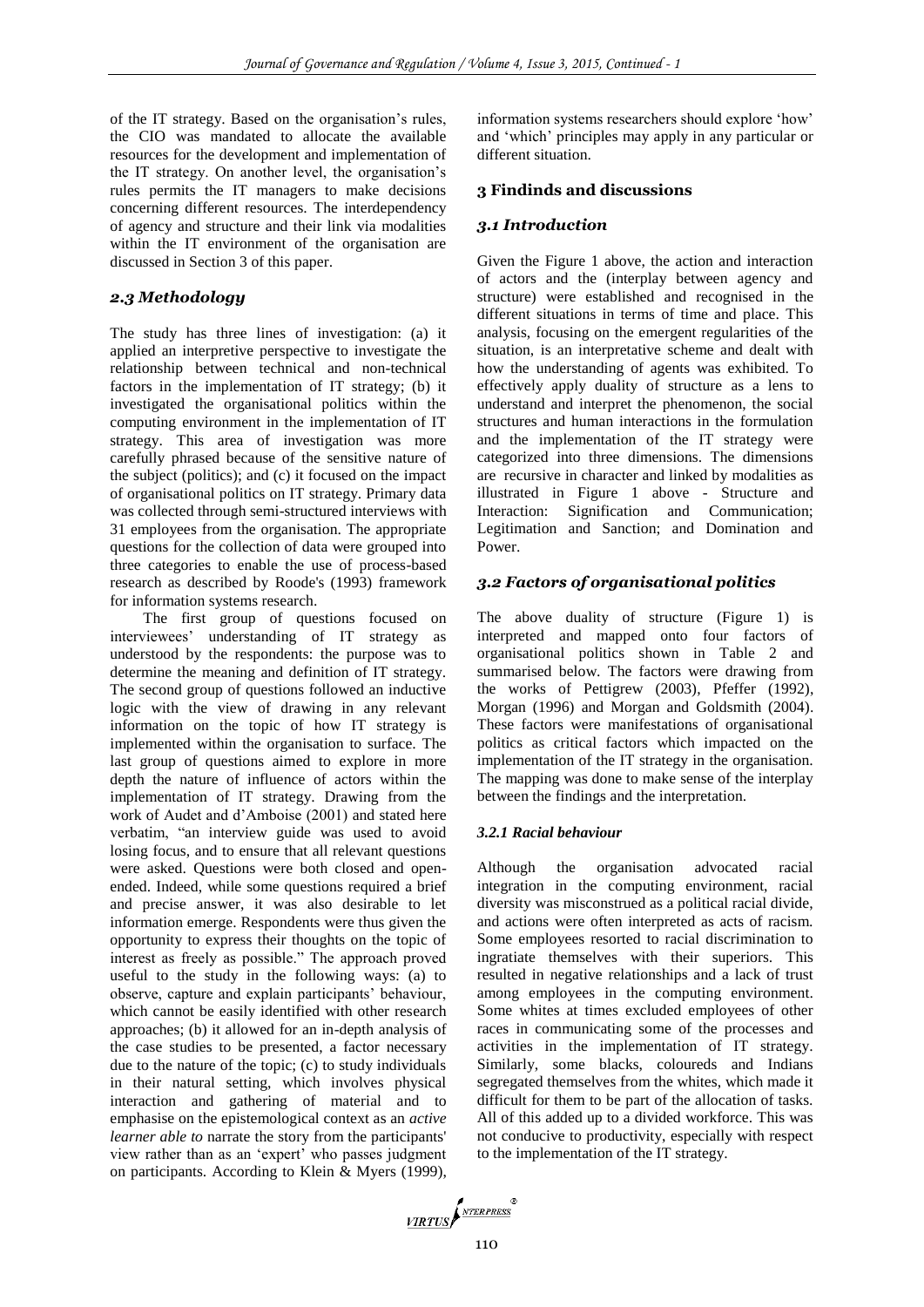of the IT strategy. Based on the organisation's rules, the CIO was mandated to allocate the available resources for the development and implementation of the IT strategy. On another level, the organisation's rules permits the IT managers to make decisions concerning different resources. The interdependency of agency and structure and their link via modalities within the IT environment of the organisation are discussed in Section 3 of this paper.

### *2.3 Methodology*

The study has three lines of investigation: (a) it applied an interpretive perspective to investigate the relationship between technical and non-technical factors in the implementation of IT strategy; (b) it investigated the organisational politics within the computing environment in the implementation of IT strategy. This area of investigation was more carefully phrased because of the sensitive nature of the subject (politics); and (c) it focused on the impact of organisational politics on IT strategy. Primary data was collected through semi-structured interviews with 31 employees from the organisation. The appropriate questions for the collection of data were grouped into three categories to enable the use of process-based research as described by Roode's (1993) framework for information systems research.

The first group of questions focused on interviewees' understanding of IT strategy as understood by the respondents: the purpose was to determine the meaning and definition of IT strategy. The second group of questions followed an inductive logic with the view of drawing in any relevant information on the topic of how IT strategy is implemented within the organisation to surface. The last group of questions aimed to explore in more depth the nature of influence of actors within the implementation of IT strategy. Drawing from the work of Audet and d'Amboise (2001) and stated here verbatim, "an interview guide was used to avoid losing focus, and to ensure that all relevant questions were asked. Questions were both closed and open-ended. Indeed, while some questions required a brief and precise answer, it was also desirable to let information emerge. Respondents were thus given the opportunity to express their thoughts on the topic of interest as freely as possible." The approach proved useful to the study in the following ways: (a) to observe, capture and explain participants' behaviour, which cannot be easily identified with other research approaches; (b) it allowed for an in-depth analysis of the case studies to be presented, a factor necessary due to the nature of the topic; (c) to study individuals in their natural setting, which involves physical interaction and gathering of material and to emphasise on the epistemological context as an *active learner able to* narrate the story from the participants' view rather than as an 'expert' who passes judgment on participants. According to Klein & Myers (1999), information systems researchers should explore 'how' and 'which' principles may apply in any particular or different situation.

## 3 Findinds and discussions

### *3.1 Introduction*

Given the Figure 1 above, the action and interaction of actors and the (interplay between agency and structure) were established and recognised in the different situations in terms of time and place. This analysis, focusing on the emergent regularities of the situation, is an interpretative scheme and dealt with how the understanding of agents was exhibited. To effectively apply duality of structure as a lens to understand and interpret the phenomenon, the social structures and human interactions in the formulation and the implementation of the IT strategy were categorized into three dimensions. The dimensions are recursive in character and linked by modalities as illustrated in Figure 1 above - Structure and Interaction: Signification and Communication; Legitimation and Sanction; and Domination and Power.

### *3.2 Factors of organisational politics*

The above duality of structure (Figure 1) is interpreted and mapped onto four factors of organisational politics shown in Table 2 and summarised below. The factors were drawing from the works of Pettigrew (2003), Pfeffer (1992), Morgan (1996) and Morgan and Goldsmith (2004). These factors were manifestations of organisational politics as critical factors which impacted on the implementation of the IT strategy in the organisation. The mapping was done to make sense of the interplay between the findings and the interpretation.

#### *3.2.1 Racial behaviour*

Although the organisation advocated racial integration in the computing environment, racial diversity was misconstrued as a political racial divide, and actions were often interpreted as acts of racism. Some employees resorted to racial discrimination to ingratiate themselves with their superiors. This resulted in negative relationships and a lack of trust among employees in the computing environment. Some whites at times excluded employees of other races in communicating some of the processes and activities in the implementation of IT strategy. Similarly, some blacks, coloureds and Indians segregated themselves from the whites, which made it difficult for them to be part of the allocation of tasks. All of this added up to a divided workforce. This was not conducive to productivity, especially with respect to the implementation of the IT strategy.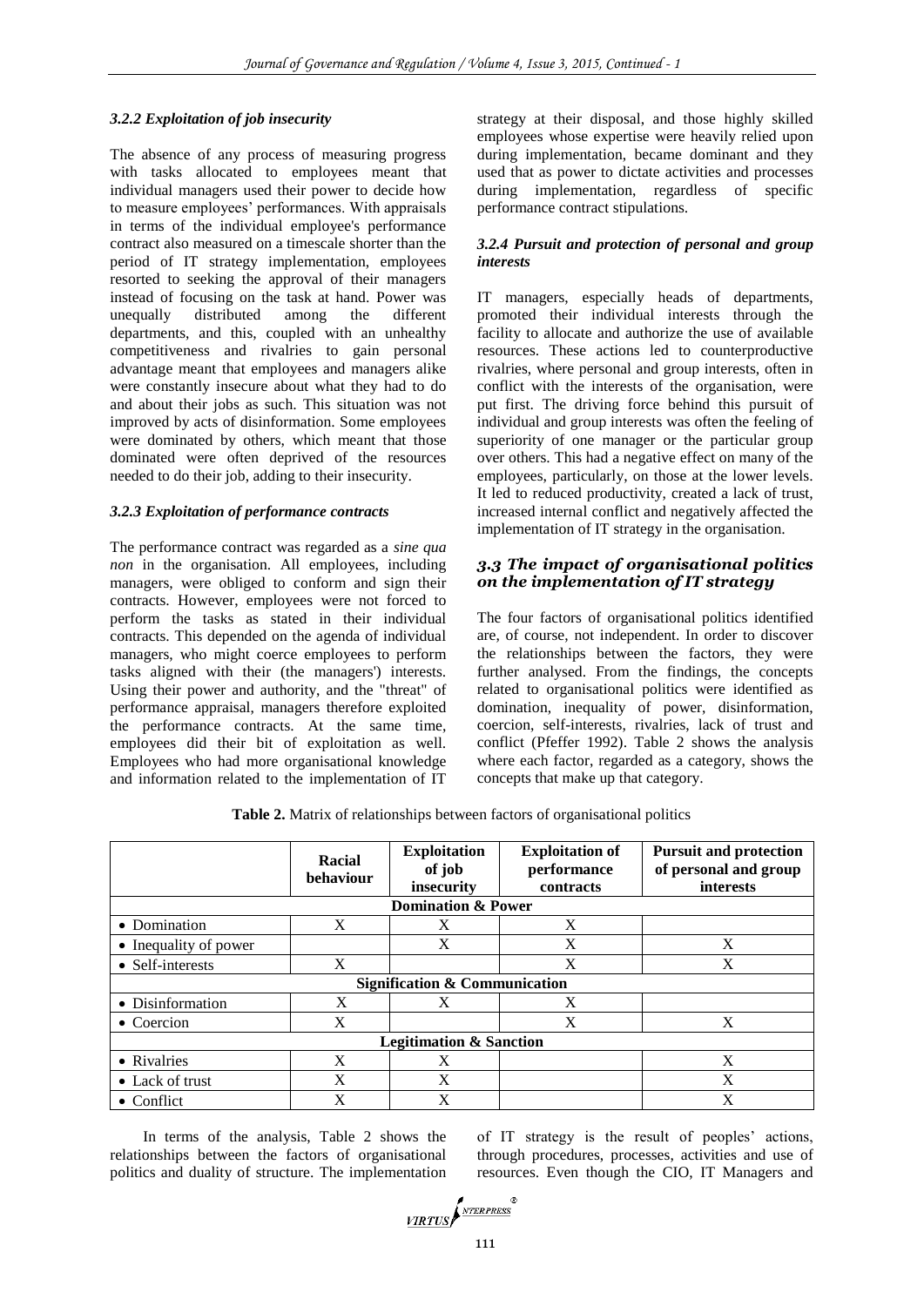### *3.2.2 Exploitation of job insecurity*

The absence of any process of measuring progress with tasks allocated to employees meant that individual managers used their power to decide how to measure employees' performances. With appraisals in terms of the individual employee's performance contract also measured on a timescale shorter than the period of IT strategy implementation, employees resorted to seeking the approval of their managers instead of focusing on the task at hand. Power was unequally distributed among the different departments, and this, coupled with an unhealthy competitiveness and rivalries to gain personal advantage meant that employees and managers alike were constantly insecure about what they had to do and about their jobs as such. This situation was not improved by acts of disinformation. Some employees were dominated by others, which meant that those dominated were often deprived of the resources needed to do their job, adding to their insecurity.

### *3.2.3 Exploitation of performance contracts*

The performance contract was regarded as a *sine qua non* in the organisation. All employees, including managers, were obliged to conform and sign their contracts. However, employees were not forced to perform the tasks as stated in their individual contracts. This depended on the agenda of individual managers, who might coerce employees to perform tasks aligned with their (the managers') interests. Using their power and authority, and the "threat" of performance appraisal, managers therefore exploited the performance contracts. At the same time, employees did their bit of exploitation as well. Employees who had more organisational knowledge and information related to the implementation of IT strategy at their disposal, and those highly skilled employees whose expertise were heavily relied upon during implementation, became dominant and they used that as power to dictate activities and processes during implementation, regardless of specific performance contract stipulations.

### *3.2.4 Pursuit and protection of personal and group interests*

IT managers, especially heads of departments, promoted their individual interests through the facility to allocate and authorize the use of available resources. These actions led to counterproductive rivalries, where personal and group interests, often in conflict with the interests of the organisation, were put first. The driving force behind this pursuit of individual and group interests was often the feeling of superiority of one manager or the particular group over others. This had a negative effect on many of the employees, particularly, on those at the lower levels. It led to reduced productivity, created a lack of trust, increased internal conflict and negatively affected the implementation of IT strategy in the organisation.

## *3.3 The impact of organisational politics on the implementation of IT strategy*

The four factors of organisational politics identified are, of course, not independent. In order to discover the relationships between the factors, they were further analysed. From the findings, the concepts related to organisational politics were identified as domination, inequality of power, disinformation, coercion, self-interests, rivalries, lack of trust and conflict (Pfeffer 1992). Table 2 shows the analysis where each factor, regarded as a category, shows the concepts that make up that category.

**Table 2.** Matrix of relationships between factors of organisational politics

| | **Racial behaviour** | **Exploitation of job insecurity** | **Exploitation of performance contracts** | **Pursuit and protection of personal and group interests** |
|---|---|---|---|---|
| **Domination & Power** | | | | |
| • Domination | X | X | X | |
| • Inequality of power | | X | X | X |
| • Self-interests | X | | X | X |
| **Signification & Communication** | | | | |
| • Disinformation | X | X | X | |
| • Coercion | X | | X | X |
| **Legitimation & Sanction** | | | | |
| • Rivalries | X | X | | X |
| • Lack of trust | X | X | | X |
| • Conflict | X | X | | X |

In terms of the analysis, Table 2 shows the relationships between the factors of organisational politics and duality of structure. The implementation of IT strategy is the result of peoples' actions, through procedures, processes, activities and use of resources. Even though the CIO, IT Managers and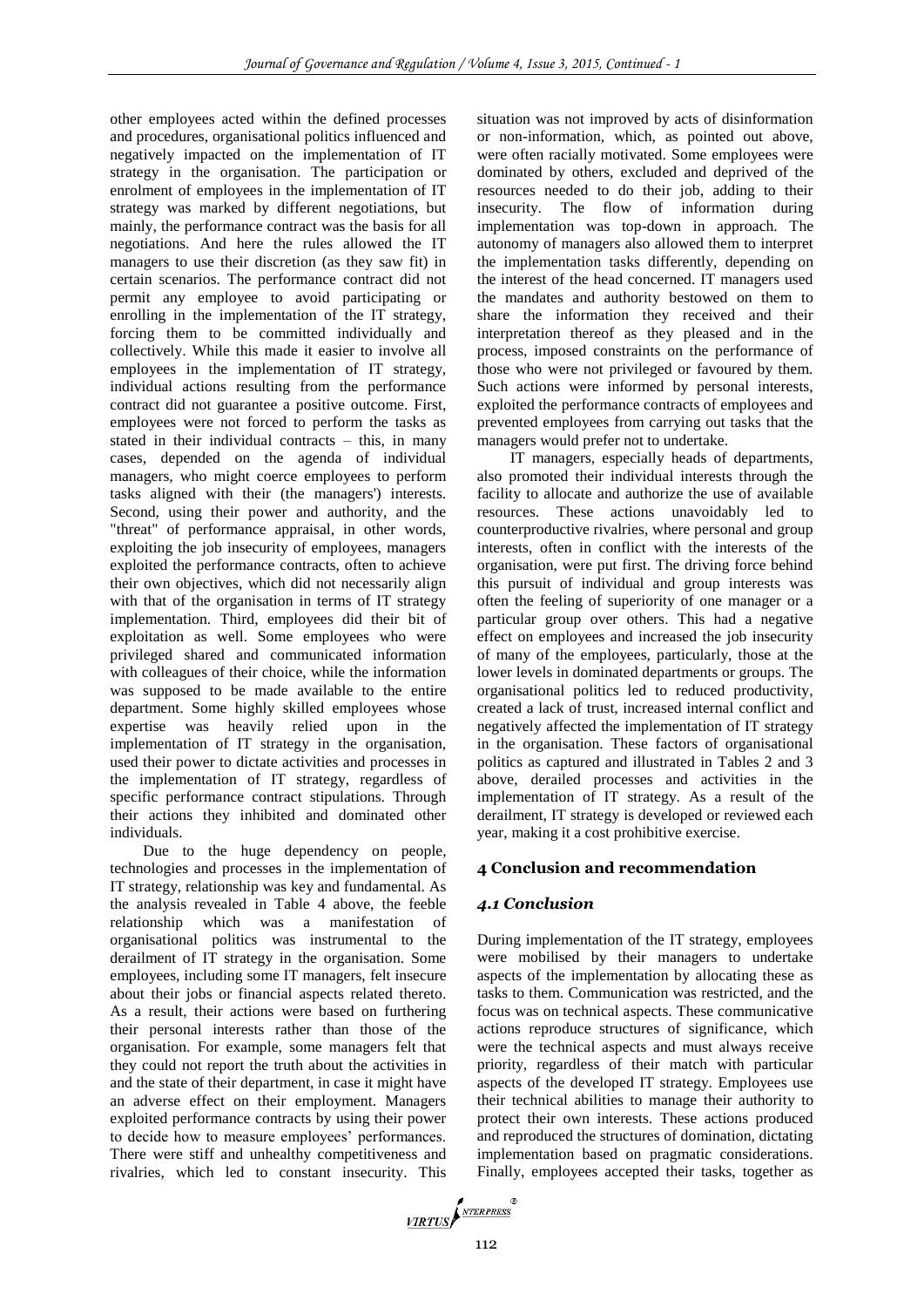other employees acted within the defined processes and procedures, organisational politics influenced and negatively impacted on the implementation of IT strategy in the organisation. The participation or enrolment of employees in the implementation of IT strategy was marked by different negotiations, but mainly, the performance contract was the basis for all negotiations. And here the rules allowed the IT managers to use their discretion (as they saw fit) in certain scenarios. The performance contract did not permit any employee to avoid participating or enrolling in the implementation of the IT strategy, forcing them to be committed individually and collectively. While this made it easier to involve all employees in the implementation of IT strategy, individual actions resulting from the performance contract did not guarantee a positive outcome. First, employees were not forced to perform the tasks as stated in their individual contracts – this, in many cases, depended on the agenda of individual managers, who might coerce employees to perform tasks aligned with their (the managers') interests. Second, using their power and authority, and the "threat" of performance appraisal, in other words, exploiting the job insecurity of employees, managers exploited the performance contracts, often to achieve their own objectives, which did not necessarily align with that of the organisation in terms of IT strategy implementation. Third, employees did their bit of exploitation as well. Some employees who were privileged shared and communicated information with colleagues of their choice, while the information was supposed to be made available to the entire department. Some highly skilled employees whose expertise was heavily relied upon in the implementation of IT strategy in the organisation, used their power to dictate activities and processes in the implementation of IT strategy, regardless of specific performance contract stipulations. Through their actions they inhibited and dominated other individuals.

Due to the huge dependency on people, technologies and processes in the implementation of IT strategy, relationship was key and fundamental. As the analysis revealed in Table 4 above, the feeble relationship which was a manifestation of organisational politics was instrumental to the derailment of IT strategy in the organisation. Some employees, including some IT managers, felt insecure about their jobs or financial aspects related thereto. As a result, their actions were based on furthering their personal interests rather than those of the organisation. For example, some managers felt that they could not report the truth about the activities in and the state of their department, in case it might have an adverse effect on their employment. Managers exploited performance contracts by using their power to decide how to measure employees' performances. There were stiff and unhealthy competitiveness and rivalries, which led to constant insecurity. This situation was not improved by acts of disinformation or non-information, which, as pointed out above, were often racially motivated. Some employees were dominated by others, excluded and deprived of the resources needed to do their job, adding to their insecurity. The flow of information during implementation was top-down in approach. The autonomy of managers also allowed them to interpret the implementation tasks differently, depending on the interest of the head concerned. IT managers used the mandates and authority bestowed on them to share the information they received and their interpretation thereof as they pleased and in the process, imposed constraints on the performance of those who were not privileged or favoured by them. Such actions were informed by personal interests, exploited the performance contracts of employees and prevented employees from carrying out tasks that the managers would prefer not to undertake.

IT managers, especially heads of departments, also promoted their individual interests through the facility to allocate and authorize the use of available resources. These actions unavoidably led to counterproductive rivalries, where personal and group interests, often in conflict with the interests of the organisation, were put first. The driving force behind this pursuit of individual and group interests was often the feeling of superiority of one manager or a particular group over others. This had a negative effect on employees and increased the job insecurity of many of the employees, particularly, those at the lower levels in dominated departments or groups. The organisational politics led to reduced productivity, created a lack of trust, increased internal conflict and negatively affected the implementation of IT strategy in the organisation. These factors of organisational politics as captured and illustrated in Tables 2 and 3 above, derailed processes and activities in the implementation of IT strategy. As a result of the derailment, IT strategy is developed or reviewed each year, making it a cost prohibitive exercise.

## 4 Conclusion and recommendation

### 4.1 Conclusion

During implementation of the IT strategy, employees were mobilised by their managers to undertake aspects of the implementation by allocating these as tasks to them. Communication was restricted, and the focus was on technical aspects. These communicative actions reproduce structures of significance, which were the technical aspects and must always receive priority, regardless of their match with particular aspects of the developed IT strategy. Employees use their technical abilities to manage their authority to protect their own interests. These actions produced and reproduced the structures of domination, dictating implementation based on pragmatic considerations. Finally, employees accepted their tasks, together as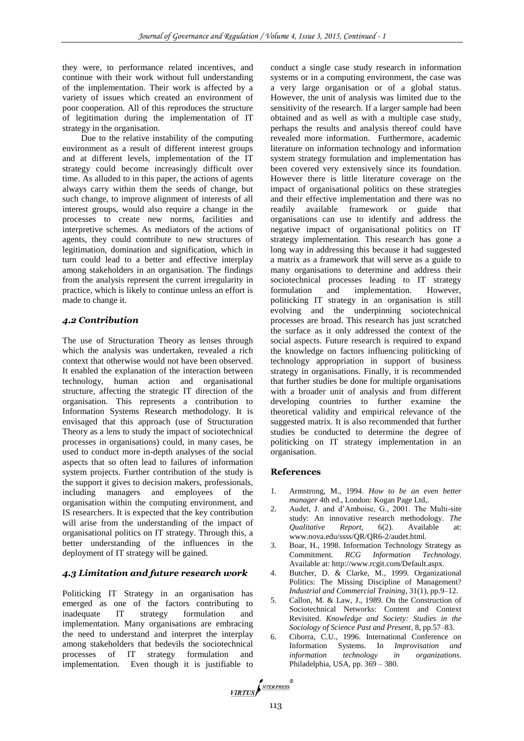they were, to performance related incentives, and continue with their work without full understanding of the implementation. Their work is affected by a variety of issues which created an environment of poor cooperation. All of this reproduces the structure of legitimation during the implementation of IT strategy in the organisation.

Due to the relative instability of the computing environment as a result of different interest groups and at different levels, implementation of the IT strategy could become increasingly difficult over time. As alluded to in this paper, the actions of agents always carry within them the seeds of change, but such change, to improve alignment of interests of all interest groups, would also require a change in the processes to create new norms, facilities and interpretive schemes. As mediators of the actions of agents, they could contribute to new structures of legitimation, domination and signification, which in turn could lead to a better and effective interplay among stakeholders in an organisation. The findings from the analysis represent the current irregularity in practice, which is likely to continue unless an effort is made to change it.

### *4.2 Contribution*

The use of Structuration Theory as lenses through which the analysis was undertaken, revealed a rich context that otherwise would not have been observed. It enabled the explanation of the interaction between technology, human action and organisational structure, affecting the strategic IT direction of the organisation. This represents a contribution to Information Systems Research methodology. It is envisaged that this approach (use of Structuration Theory as a lens to study the impact of sociotechnical processes in organisations) could, in many cases, be used to conduct more in-depth analyses of the social aspects that so often lead to failures of information system projects. Further contribution of the study is the support it gives to decision makers, professionals, including managers and employees of the organisation within the computing environment, and IS researchers. It is expected that the key contribution will arise from the understanding of the impact of organisational politics on IT strategy. Through this, a better understanding of the influences in the deployment of IT strategy will be gained.

### *4.3 Limitation and future research work*

Politicking IT Strategy in an organisation has emerged as one of the factors contributing to inadequate IT strategy formulation and implementation. Many organisations are embracing the need to understand and interpret the interplay among stakeholders that bedevils the sociotechnical processes of IT strategy formulation and implementation. Even though it is justifiable to conduct a single case study research in information systems or in a computing environment, the case was a very large organisation or of a global status. However, the unit of analysis was limited due to the sensitivity of the research. If a larger sample had been obtained and as well as with a multiple case study, perhaps the results and analysis thereof could have revealed more information. Furthermore, academic literature on information technology and information system strategy formulation and implementation has been covered very extensively since its foundation. However there is little literature coverage on the impact of organisational politics on these strategies and their effective implementation and there was no readily available framework or guide that organisations can use to identify and address the negative impact of organisational politics on IT strategy implementation. This research has gone a long way in addressing this because it had suggested a matrix as a framework that will serve as a guide to many organisations to determine and address their sociotechnical processes leading to IT strategy formulation and implementation. However, politicking IT strategy in an organisation is still evolving and the underpinning sociotechnical processes are broad. This research has just scratched the surface as it only addressed the context of the social aspects. Future research is required to expand the knowledge on factors influencing politicking of technology appropriation in support of business strategy in organisations. Finally, it is recommended that further studies be done for multiple organisations with a broader unit of analysis and from different developing countries to further examine the theoretical validity and empirical relevance of the suggested matrix. It is also recommended that further studies be conducted to determine the degree of politicking on IT strategy implementation in an organisation.

## References

1. Armstrong, M., 1994. *How to be an even better manager* 4th ed., London: Kogan Page Ltd,.
2. Audet, J. and d'Amboise, G., 2001. The Multi-site study: An innovative research methodology. *The Qualitative Report*, 6(2). Available at: www.nova.edu/ssss/QR/QR6-2/audet.html.
3. Boar, H., 1998. Information Technology Strategy as Commitment. *RCG Information Technology*. Available at: http://www.rcgit.com/Default.aspx.
4. Butcher, D. & Clarke, M., 1999. Organizational Politics: The Missing Discipline of Management? *Industrial and Commercial Training*, 31(1), pp.9–12.
5. Callon, M. & Law, J., 1989. On the Construction of Sociotechnical Networks: Content and Context Revisited. *Knowledge and Society: Studies in the Sociology of Science Past and Present*, 8, pp.57–83.
6. Ciborra, C.U., 1996. International Conference on Information Systems. In *Improvisation and information technology in organizations*. Philadelphia, USA, pp. 369 – 380.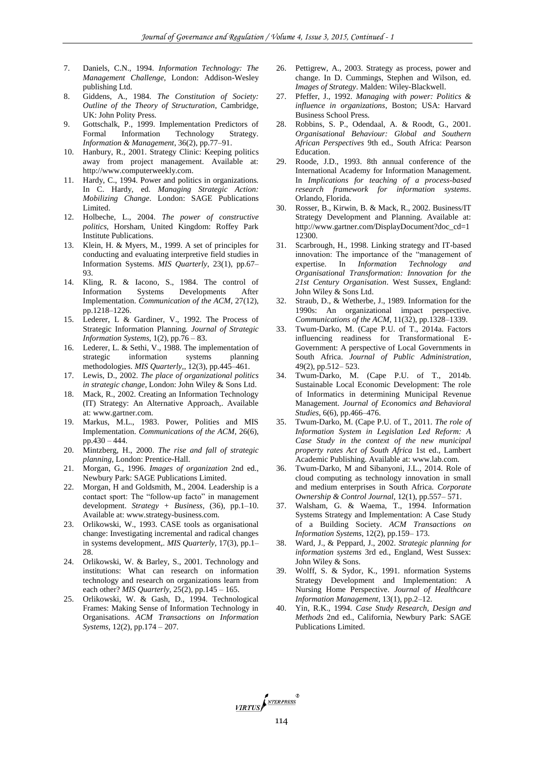7. Daniels, C.N., 1994. *Information Technology: The Management Challenge*, London: Addison-Wesley publishing Ltd.
8. Giddens, A., 1984. *The Constitution of Society: Outline of the Theory of Structuration*, Cambridge, UK: John Polity Press.
9. Gottschalk, P., 1999. Implementation Predictors of Formal Information Technology Strategy. *Information & Management*, 36(2), pp.77–91.
10. Hanbury, R., 2001. Strategy Clinic: Keeping politics away from project management. Available at: http://www.computerweekly.com.
11. Hardy, C., 1994. Power and politics in organizations. In C. Hardy, ed. *Managing Strategic Action: Mobilizing Change*. London: SAGE Publications Limited.
12. Holbeche, L., 2004. *The power of constructive politics*, Horsham, United Kingdom: Roffey Park Institute Publications.
13. Klein, H. & Myers, M., 1999. A set of principles for conducting and evaluating interpretive field studies in Information Systems. *MIS Quarterly*, 23(1), pp.67–93.
14. Kling, R. & Iacono, S., 1984. The control of Information Systems Developments After Implementation. *Communication of the ACM*, 27(12), pp.1218–1226.
15. Lederer, L & Gardiner, V., 1992. The Process of Strategic Information Planning. *Journal of Strategic Information Systems*, 1(2), pp.76 – 83.
16. Lederer, L. & Sethi, V., 1988. The implementation of strategic information systems planning methodologies. *MIS Quarterly*,, 12(3), pp.445–461.
17. Lewis, D., 2002. *The place of organizational politics in strategic change*, London: John Wiley & Sons Ltd.
18. Mack, R., 2002. Creating an Information Technology (IT) Strategy: An Alternative Approach,. Available at: www.gartner.com.
19. Markus, M.L., 1983. Power, Polities and MIS Implementation. *Communications of the ACM*, 26(6), pp.430 – 444.
20. Mintzberg, H., 2000. *The rise and fall of strategic planning*, London: Prentice-Hall.
21. Morgan, G., 1996. *Images of organization* 2nd ed., Newbury Park: SAGE Publications Limited.
22. Morgan, H and Goldsmith, M., 2004. Leadership is a contact sport: The "follow-up facto" in management development. *Strategy + Business*, (36), pp.1–10. Available at: www.strategy-business.com.
23. Orlikowski, W., 1993. CASE tools as organisational change: Investigating incremental and radical changes in systems development,. *MIS Quarterly*, 17(3), pp.1–28.
24. Orlikowski, W. & Barley, S., 2001. Technology and institutions: What can research on information technology and research on organizations learn from each other? *MIS Quarterly*, 25(2), pp.145 – 165.
25. Orlikowski, W. & Gash, D., 1994. Technological Frames: Making Sense of Information Technology in Organisations. *ACM Transactions on Information Systems*, 12(2), pp.174 – 207.
26. Pettigrew, A., 2003. Strategy as process, power and change. In D. Cummings, Stephen and Wilson, ed. *Images of Strategy*. Malden: Wiley-Blackwell.
27. Pfeffer, J., 1992. *Managing with power: Politics & influence in organizations*, Boston; USA: Harvard Business School Press.
28. Robbins, S. P., Odendaal, A. & Roodt, G., 2001. *Organisational Behaviour: Global and Southern African Perspectives* 9th ed., South Africa: Pearson Education.
29. Roode, J.D., 1993. 8th annual conference of the International Academy for Information Management. In *Implications for teaching of a process-based research framework for information systems*. Orlando, Florida.
30. Rosser, B., Kirwin, B. & Mack, R., 2002. Business/IT Strategy Development and Planning. Available at: http://www.gartner.com/DisplayDocument?doc_cd=112300.
31. Scarbrough, H., 1998. Linking strategy and IT-based innovation: The importance of the "management of expertise. In *Information Technology and Organisational Transformation: Innovation for the 21st Century Organisation*. West Sussex, England: John Wiley & Sons Ltd.
32. Straub, D., & Wetherbe, J., 1989. Information for the 1990s: An organizational impact perspective. *Communications of the ACM*, 11(32), pp.1328–1339.
33. Twum-Darko, M. (Cape P.U. of T., 2014a. Factors influencing readiness for Transformational E-Government: A perspective of Local Governments in South Africa. *Journal of Public Administration*, 49(2), pp.512– 523.
34. Twum-Darko, M. (Cape P.U. of T., 2014b. Sustainable Local Economic Development: The role of Informatics in determining Municipal Revenue Management. *Journal of Economics and Behavioral Studies*, 6(6), pp.466–476.
35. Twum-Darko, M. (Cape P.U. of T., 2011. *The role of Information System in Legislation Led Reform: A Case Study in the context of the new municipal property rates Act of South Africa* 1st ed., Lambert Academic Publishing. Available at: www.lab.com.
36. Twum-Darko, M and Sibanyoni, J.L., 2014. Role of cloud computing as technology innovation in small and medium enterprises in South Africa. *Corporate Ownership & Control Journal*, 12(1), pp.557– 571.
37. Walsham, G. & Waema, T., 1994. Information Systems Strategy and Implementation: A Case Study of a Building Society. *ACM Transactions on Information Systems*, 12(2), pp.159– 173.
38. Ward, J., & Peppard, J., 2002. *Strategic planning for information systems* 3rd ed., England, West Sussex: John Wiley & Sons.
39. Wolff, S. & Sydor, K., 1991. nformation Systems Strategy Development and Implementation: A Nursing Home Perspective. *Journal of Healthcare Information Management*, 13(1), pp.2–12.
40. Yin, R.K., 1994. *Case Study Research, Design and Methods* 2nd ed., California, Newbury Park: SAGE Publications Limited.